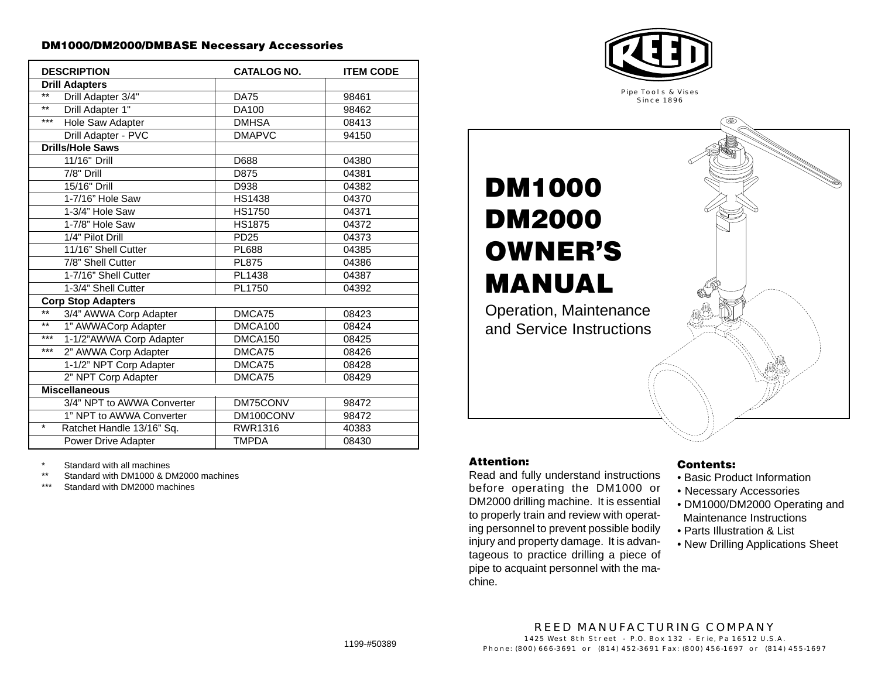## DM1000/DM2000/DMBASE Necessary Accessories

| DESCRIPTION | CATALOG NO. | ITEM CODE |
|---|---|---|
| **Drill Adapters** | | |
| ** Drill Adapter 3/4" | DA75 | 98461 |
| ** Drill Adapter 1" | DA100 | 98462 |
| *** Hole Saw Adapter | DMHSA | 08413 |
| Drill Adapter - PVC | DMAPVC | 94150 |
| **Drills/Hole Saws** | | |
| 11/16" Drill | D688 | 04380 |
| 7/8" Drill | D875 | 04381 |
| 15/16" Drill | D938 | 04382 |
| 1-7/16" Hole Saw | HS1438 | 04370 |
| 1-3/4" Hole Saw | HS1750 | 04371 |
| 1-7/8" Hole Saw | HS1875 | 04372 |
| 1/4" Pilot Drill | PD25 | 04373 |
| 11/16" Shell Cutter | PL688 | 04385 |
| 7/8" Shell Cutter | PL875 | 04386 |
| 1-7/16" Shell Cutter | PL1438 | 04387 |
| 1-3/4" Shell Cutter | PL1750 | 04392 |
| **Corp Stop Adapters** | | |
| ** 3/4" AWWA Corp Adapter | DMCA75 | 08423 |
| ** 1" AWWACorp Adapter | DMCA100 | 08424 |
| *** 1-1/2"AWWA Corp Adapter | DMCA150 | 08425 |
| *** 2" AWWA Corp Adapter | DMCA75 | 08426 |
| 1-1/2" NPT Corp Adapter | DMCA75 | 08428 |
| 2" NPT Corp Adapter | DMCA75 | 08429 |
| **Miscellaneous** | | |
| 3/4" NPT to AWWA Converter | DM75CONV | 98472 |
| 1" NPT to AWWA Converter | DM100CONV | 98472 |
| * Ratchet Handle 13/16" Sq. | RWR1316 | 40383 |
| Power Drive Adapter | TMPDA | 08430 |

\* Standard with all machines

\** Standard with DM1000 & DM2000 machines

\*** Standard with DM2000 machines

1199-#50389

REED

Pipe Tools & Vises
Since 1896

# DM1000 DM2000 OWNER'S MANUAL

Operation, Maintenance and Service Instructions

### Attention:

Read and fully understand instructions before operating the DM1000 or DM2000 drilling machine. It is essential to properly train and review with operating personnel to prevent possible bodily injury and property damage. It is advantageous to practice drilling a piece of pipe to acquaint personnel with the machine.

### Contents:

- Basic Product Information
- Necessary Accessories
- DM1000/DM2000 Operating and Maintenance Instructions
- Parts Illustration & List
- New Drilling Applications Sheet

REED MANUFACTURING COMPANY
1425 West 8th Street - P.O. Box 132 - Erie, Pa 16512 U.S.A.
Phone: (800) 666-3691 or (814) 452-3691 Fax: (800) 456-1697 or (814) 455-1697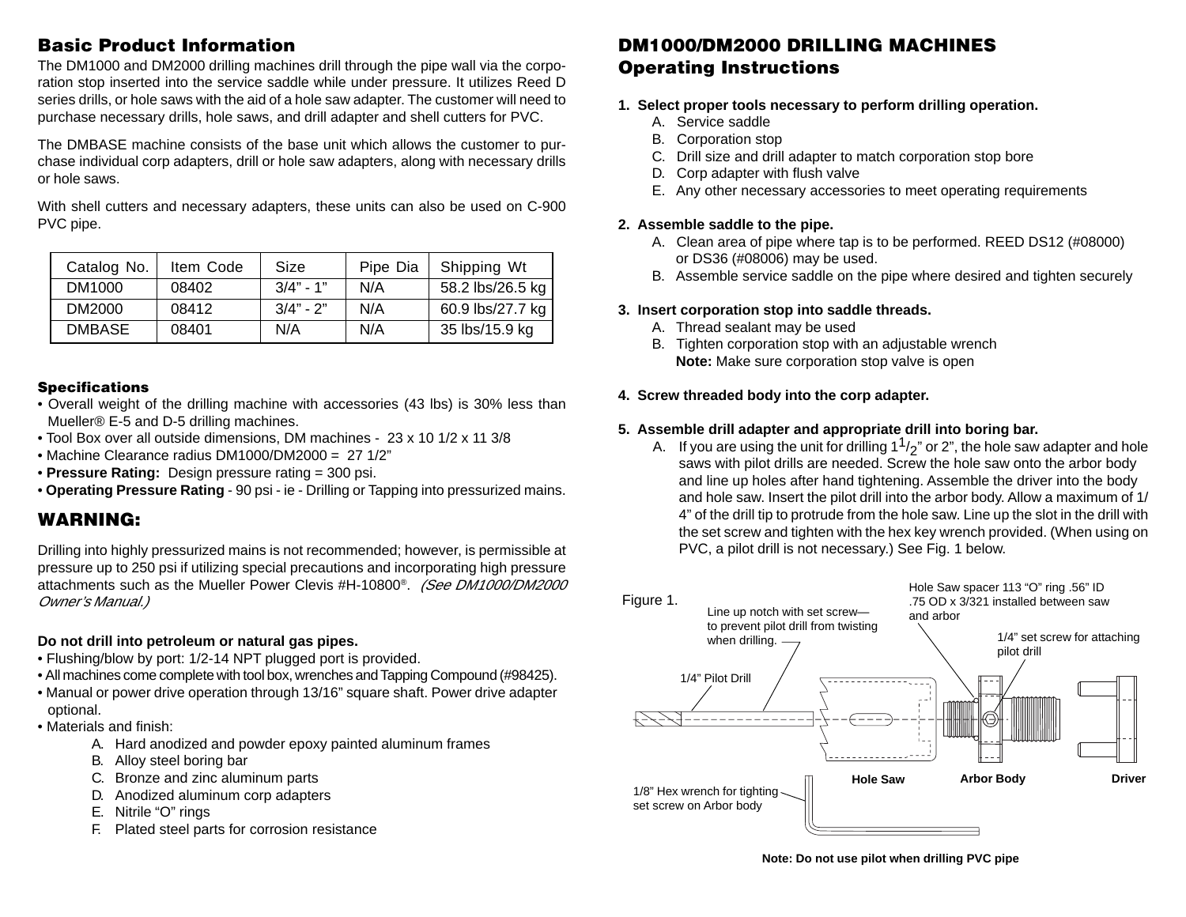## Basic Product Information

The DM1000 and DM2000 drilling machines drill through the pipe wall via the corporation stop inserted into the service saddle while under pressure. It utilizes Reed D series drills, or hole saws with the aid of a hole saw adapter. The customer will need to purchase necessary drills, hole saws, and drill adapter and shell cutters for PVC.

The DMBASE machine consists of the base unit which allows the customer to purchase individual corp adapters, drill or hole saw adapters, along with necessary drills or hole saws.

With shell cutters and necessary adapters, these units can also be used on C-900 PVC pipe.

| Catalog No. | Item Code | Size | Pipe Dia | Shipping Wt |
|---|---|---|---|---|
| DM1000 | 08402 | 3/4" - 1" | N/A | 58.2 lbs/26.5 kg |
| DM2000 | 08412 | 3/4" - 2" | N/A | 60.9 lbs/27.7 kg |
| DMBASE | 08401 | N/A | N/A | 35 lbs/15.9 kg |

### Specifications

- Overall weight of the drilling machine with accessories (43 lbs) is 30% less than Mueller® E-5 and D-5 drilling machines.
- Tool Box over all outside dimensions, DM machines - 23 x 10 1/2 x 11 3/8
- Machine Clearance radius DM1000/DM2000 = 27 1/2"
- **Pressure Rating:** Design pressure rating = 300 psi.
- **Operating Pressure Rating** - 90 psi - ie - Drilling or Tapping into pressurized mains.

## WARNING:

Drilling into highly pressurized mains is not recommended; however, is permissible at pressure up to 250 psi if utilizing special precautions and incorporating high pressure attachments such as the Mueller Power Clevis #H-10800®. *(See DM1000/DM2000 Owner's Manual.)*

**Do not drill into petroleum or natural gas pipes.**

- Flushing/blow by port: 1/2-14 NPT plugged port is provided.
- All machines come complete with tool box, wrenches and Tapping Compound (#98425).
- Manual or power drive operation through 13/16" square shaft. Power drive adapter optional.
- Materials and finish:
  - A. Hard anodized and powder epoxy painted aluminum frames
  - B. Alloy steel boring bar
  - C. Bronze and zinc aluminum parts
  - D. Anodized aluminum corp adapters
  - E. Nitrile "O" rings
  - F. Plated steel parts for corrosion resistance

## DM1000/DM2000 DRILLING MACHINES Operating Instructions

**1. Select proper tools necessary to perform drilling operation.**
- A. Service saddle
- B. Corporation stop
- C. Drill size and drill adapter to match corporation stop bore
- D. Corp adapter with flush valve
- E. Any other necessary accessories to meet operating requirements

**2. Assemble saddle to the pipe.**
- A. Clean area of pipe where tap is to be performed. REED DS12 (#08000) or DS36 (#08006) may be used.
- B. Assemble service saddle on the pipe where desired and tighten securely

**3. Insert corporation stop into saddle threads.**
- A. Thread sealant may be used
- B. Tighten corporation stop with an adjustable wrench
  **Note:** Make sure corporation stop valve is open

**4. Screw threaded body into the corp adapter.**

**5. Assemble drill adapter and appropriate drill into boring bar.**
- A. If you are using the unit for drilling $1^1/_2$" or 2", the hole saw adapter and hole saws with pilot drills are needed. Screw the hole saw onto the arbor body and line up holes after hand tightening. Assemble the driver into the body and hole saw. Insert the pilot drill into the arbor body. Allow a maximum of 1/4" of the drill tip to protrude from the hole saw. Line up the slot in the drill with the set screw and tighten with the hex key wrench provided. (When using on PVC, a pilot drill is not necessary.) See Fig. 1 below.

Figure 1.

Line up notch with set screw—to prevent pilot drill from twisting when drilling.

Hole Saw spacer 113 "O" ring .56" ID .75 OD x 3/321 installed between saw and arbor

1/4" set screw for attaching pilot drill

1/4" Pilot Drill

Hole Saw — Arbor Body — Driver

1/8" Hex wrench for tighting set screw on Arbor body

**Note: Do not use pilot when drilling PVC pipe**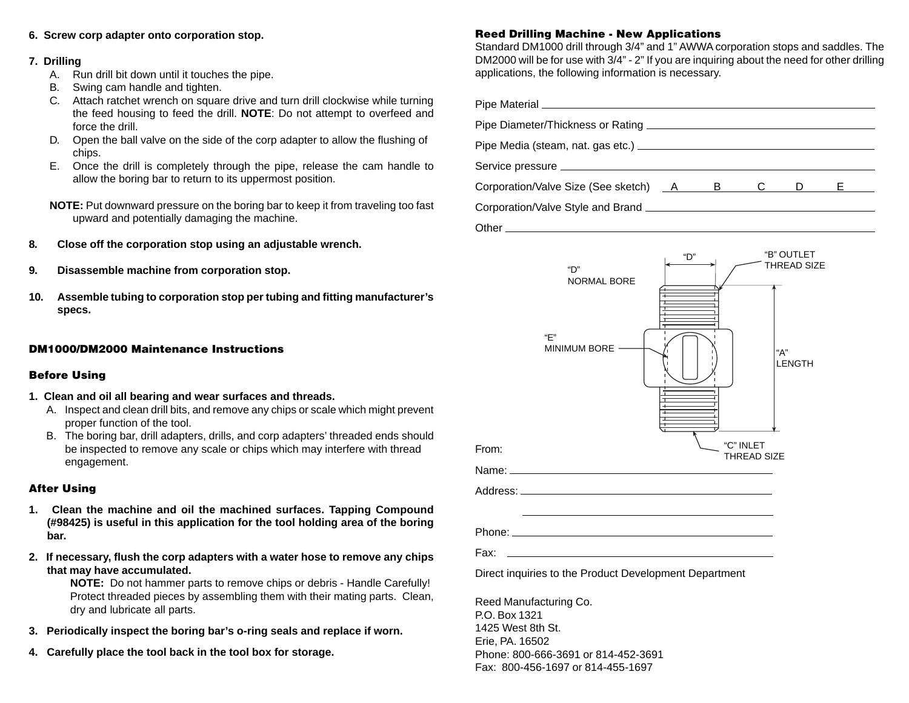6. **Screw corp adapter onto corporation stop.**

7. **Drilling**
   - A. Run drill bit down until it touches the pipe.
   - B. Swing cam handle and tighten.
   - C. Attach ratchet wrench on square drive and turn drill clockwise while turning the feed housing to feed the drill. **NOTE**: Do not attempt to overfeed and force the drill.
   - D. Open the ball valve on the side of the corp adapter to allow the flushing of chips.
   - E. Once the drill is completely through the pipe, release the cam handle to allow the boring bar to return to its uppermost position.

   **NOTE:** Put downward pressure on the boring bar to keep it from traveling too fast upward and potentially damaging the machine.

8. **Close off the corporation stop using an adjustable wrench.**

9. **Disassemble machine from corporation stop.**

10. **Assemble tubing to corporation stop per tubing and fitting manufacturer's specs.**

## DM1000/DM2000 Maintenance Instructions

### Before Using

1. **Clean and oil all bearing and wear surfaces and threads.**
   - A. Inspect and clean drill bits, and remove any chips or scale which might prevent proper function of the tool.
   - B. The boring bar, drill adapters, drills, and corp adapters' threaded ends should be inspected to remove any scale or chips which may interfere with thread engagement.

### After Using

1. **Clean the machine and oil the machined surfaces. Tapping Compound (#98425) is useful in this application for the tool holding area of the boring bar.**

2. **If necessary, flush the corp adapters with a water hose to remove any chips that may have accumulated.**

   **NOTE:** Do not hammer parts to remove chips or debris - Handle Carefully! Protect threaded pieces by assembling them with their mating parts. Clean, dry and lubricate all parts.

3. **Periodically inspect the boring bar's o-ring seals and replace if worn.**

4. **Carefully place the tool back in the tool box for storage.**

## Reed Drilling Machine - New Applications

Standard DM1000 drill through 3/4" and 1" AWWA corporation stops and saddles. The DM2000 will be for use with 3/4" - 2" If you are inquiring about the need for other drilling applications, the following information is necessary.

Pipe Material ____________________

Pipe Diameter/Thickness or Rating ____________________

Pipe Media (steam, nat. gas etc.) ____________________

Service pressure ____________________

Corporation/Valve Size (See sketch) A ____ B ____ C ____ D ____ E ____

Corporation/Valve Style and Brand ____________________

Other ____________________

"D"

"D" NORMAL BORE

"B" OUTLET THREAD SIZE

"E" MINIMUM BORE

"A" LENGTH

"C" INLET THREAD SIZE

From:

Name: ____________________

Address: ____________________

____________________

Phone: ____________________

Fax: ____________________

Direct inquiries to the Product Development Department

Reed Manufacturing Co.
P.O. Box 1321
1425 West 8th St.
Erie, PA. 16502
Phone: 800-666-3691 or 814-452-3691
Fax: 800-456-1697 or 814-455-1697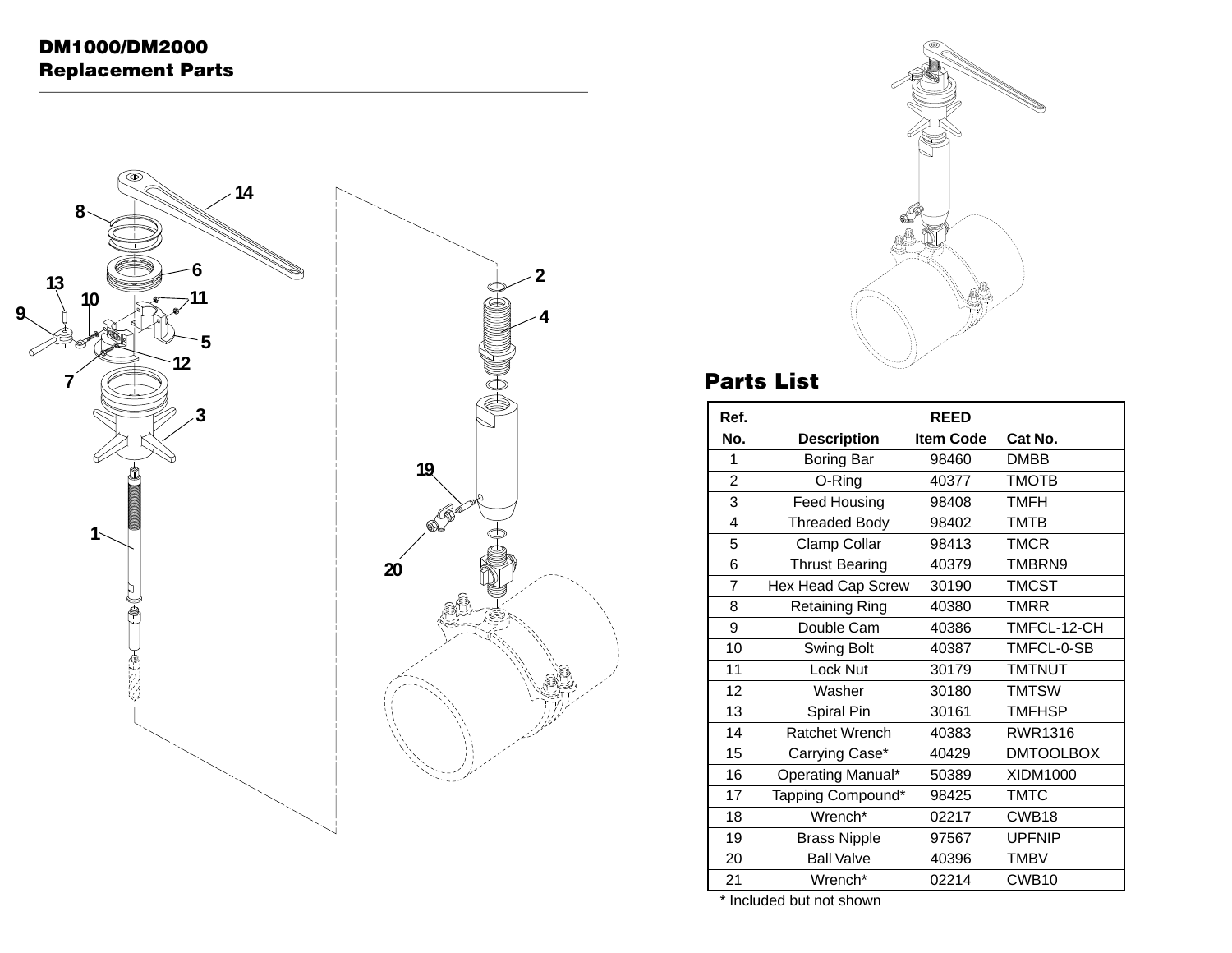## DM1000/DM2000 Replacement Parts

14
8
6
13
10
11
9
5
12
7
3
2
4
19
20
1

## Parts List

| Ref. No. | Description | REED Item Code | Cat No. |
|---|---|---|---|
| 1 | Boring Bar | 98460 | DMBB |
| 2 | O-Ring | 40377 | TMOTB |
| 3 | Feed Housing | 98408 | TMFH |
| 4 | Threaded Body | 98402 | TMTB |
| 5 | Clamp Collar | 98413 | TMCR |
| 6 | Thrust Bearing | 40379 | TMBRN9 |
| 7 | Hex Head Cap Screw | 30190 | TMCST |
| 8 | Retaining Ring | 40380 | TMRR |
| 9 | Double Cam | 40386 | TMFCL-12-CH |
| 10 | Swing Bolt | 40387 | TMFCL-0-SB |
| 11 | Lock Nut | 30179 | TMTNUT |
| 12 | Washer | 30180 | TMTSW |
| 13 | Spiral Pin | 30161 | TMFHSP |
| 14 | Ratchet Wrench | 40383 | RWR1316 |
| 15 | Carrying Case* | 40429 | DMTOOLBOX |
| 16 | Operating Manual* | 50389 | XIDM1000 |
| 17 | Tapping Compound* | 98425 | TMTC |
| 18 | Wrench* | 02217 | CWB18 |
| 19 | Brass Nipple | 97567 | UPFNIP |
| 20 | Ball Valve | 40396 | TMBV |
| 21 | Wrench* | 02214 | CWB10 |

\* Included but not shown